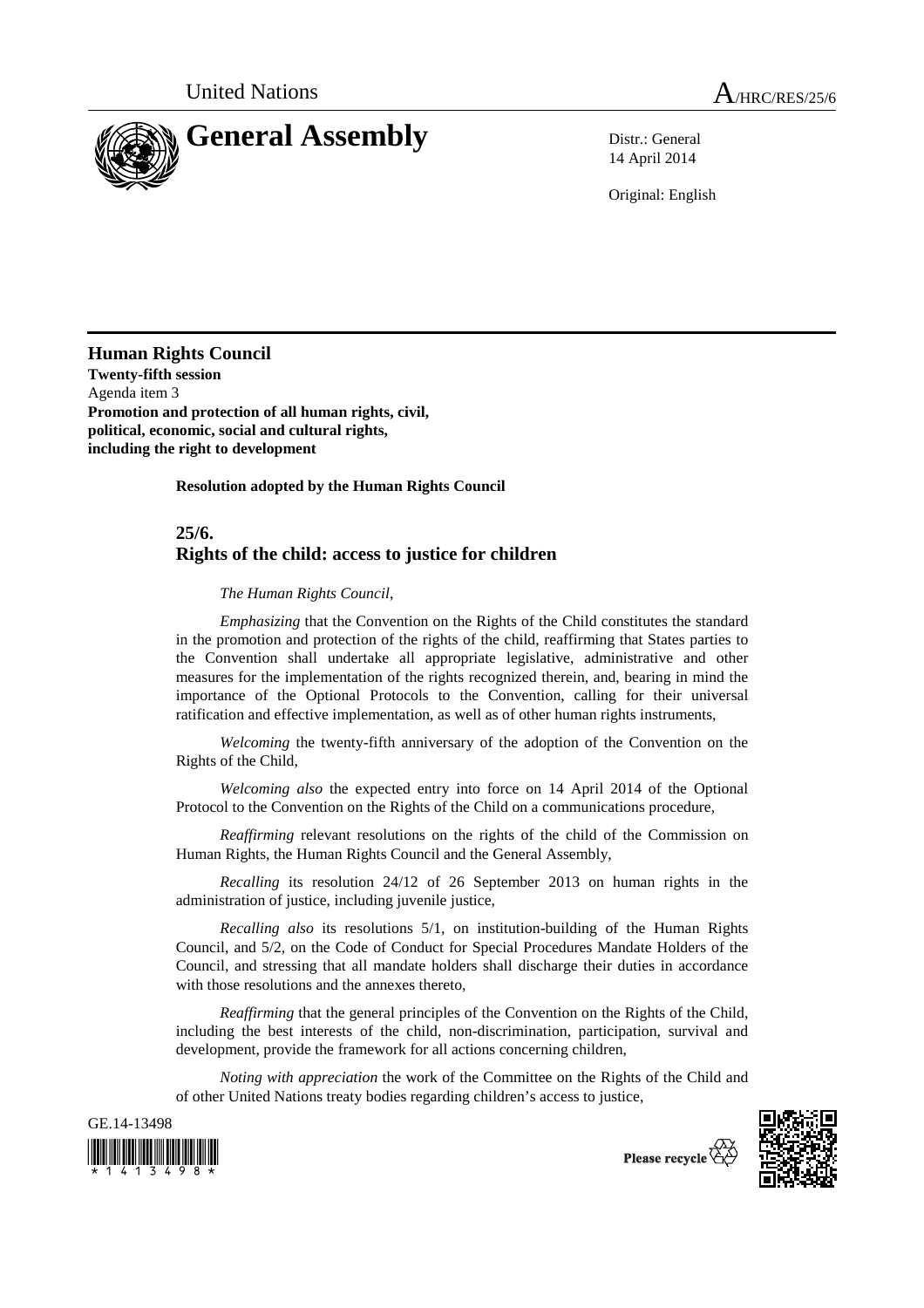United Nations

# General Assembly

A/HRC/RES/25/6

Distr.: General
14 April 2014

Original: English

**Human Rights Council**
**Twenty-fifth session**
Agenda item 3
**Promotion and protection of all human rights, civil, political, economic, social and cultural rights, including the right to development**

**Resolution adopted by the Human Rights Council**

## 25/6. Rights of the child: access to justice for children

*The Human Rights Council*,

*Emphasizing* that the Convention on the Rights of the Child constitutes the standard in the promotion and protection of the rights of the child, reaffirming that States parties to the Convention shall undertake all appropriate legislative, administrative and other measures for the implementation of the rights recognized therein, and, bearing in mind the importance of the Optional Protocols to the Convention, calling for their universal ratification and effective implementation, as well as of other human rights instruments,

*Welcoming* the twenty-fifth anniversary of the adoption of the Convention on the Rights of the Child,

*Welcoming also* the expected entry into force on 14 April 2014 of the Optional Protocol to the Convention on the Rights of the Child on a communications procedure,

*Reaffirming* relevant resolutions on the rights of the child of the Commission on Human Rights, the Human Rights Council and the General Assembly,

*Recalling* its resolution 24/12 of 26 September 2013 on human rights in the administration of justice, including juvenile justice,

*Recalling also* its resolutions 5/1, on institution-building of the Human Rights Council, and 5/2, on the Code of Conduct for Special Procedures Mandate Holders of the Council, and stressing that all mandate holders shall discharge their duties in accordance with those resolutions and the annexes thereto,

*Reaffirming* that the general principles of the Convention on the Rights of the Child, including the best interests of the child, non-discrimination, participation, survival and development, provide the framework for all actions concerning children,

*Noting with appreciation* the work of the Committee on the Rights of the Child and of other United Nations treaty bodies regarding children's access to justice,

GE.14-13498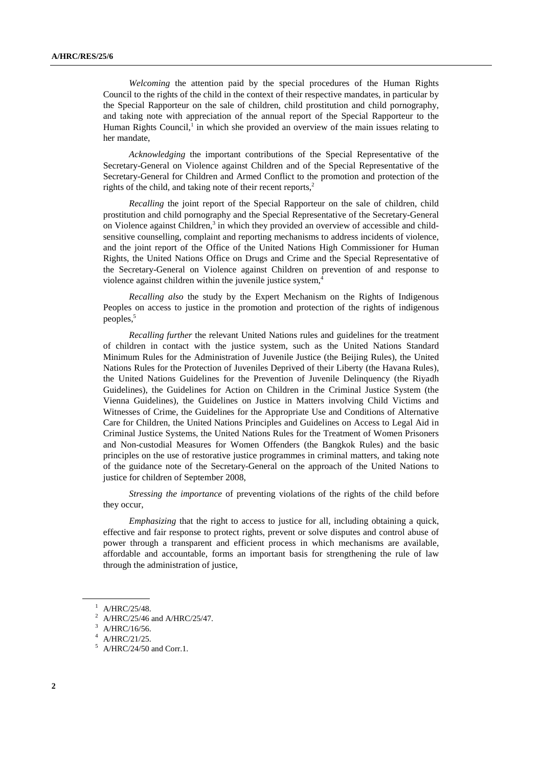*Welcoming* the attention paid by the special procedures of the Human Rights Council to the rights of the child in the context of their respective mandates, in particular by the Special Rapporteur on the sale of children, child prostitution and child pornography, and taking note with appreciation of the annual report of the Special Rapporteur to the Human Rights Council,[1] in which she provided an overview of the main issues relating to her mandate,

*Acknowledging* the important contributions of the Special Representative of the Secretary-General on Violence against Children and of the Special Representative of the Secretary-General for Children and Armed Conflict to the promotion and protection of the rights of the child, and taking note of their recent reports,[2]

*Recalling* the joint report of the Special Rapporteur on the sale of children, child prostitution and child pornography and the Special Representative of the Secretary-General on Violence against Children,[3] in which they provided an overview of accessible and child-sensitive counselling, complaint and reporting mechanisms to address incidents of violence, and the joint report of the Office of the United Nations High Commissioner for Human Rights, the United Nations Office on Drugs and Crime and the Special Representative of the Secretary-General on Violence against Children on prevention of and response to violence against children within the juvenile justice system,[4]

*Recalling also* the study by the Expert Mechanism on the Rights of Indigenous Peoples on access to justice in the promotion and protection of the rights of indigenous peoples,[5]

*Recalling further* the relevant United Nations rules and guidelines for the treatment of children in contact with the justice system, such as the United Nations Standard Minimum Rules for the Administration of Juvenile Justice (the Beijing Rules), the United Nations Rules for the Protection of Juveniles Deprived of their Liberty (the Havana Rules), the United Nations Guidelines for the Prevention of Juvenile Delinquency (the Riyadh Guidelines), the Guidelines for Action on Children in the Criminal Justice System (the Vienna Guidelines), the Guidelines on Justice in Matters involving Child Victims and Witnesses of Crime, the Guidelines for the Appropriate Use and Conditions of Alternative Care for Children, the United Nations Principles and Guidelines on Access to Legal Aid in Criminal Justice Systems, the United Nations Rules for the Treatment of Women Prisoners and Non-custodial Measures for Women Offenders (the Bangkok Rules) and the basic principles on the use of restorative justice programmes in criminal matters, and taking note of the guidance note of the Secretary-General on the approach of the United Nations to justice for children of September 2008,

*Stressing the importance* of preventing violations of the rights of the child before they occur,

*Emphasizing* that the right to access to justice for all, including obtaining a quick, effective and fair response to protect rights, prevent or solve disputes and control abuse of power through a transparent and efficient process in which mechanisms are available, affordable and accountable, forms an important basis for strengthening the rule of law through the administration of justice,

---

[1] A/HRC/25/48.

[2] A/HRC/25/46 and A/HRC/25/47.

[3] A/HRC/16/56.

[4] A/HRC/21/25.

[5] A/HRC/24/50 and Corr.1.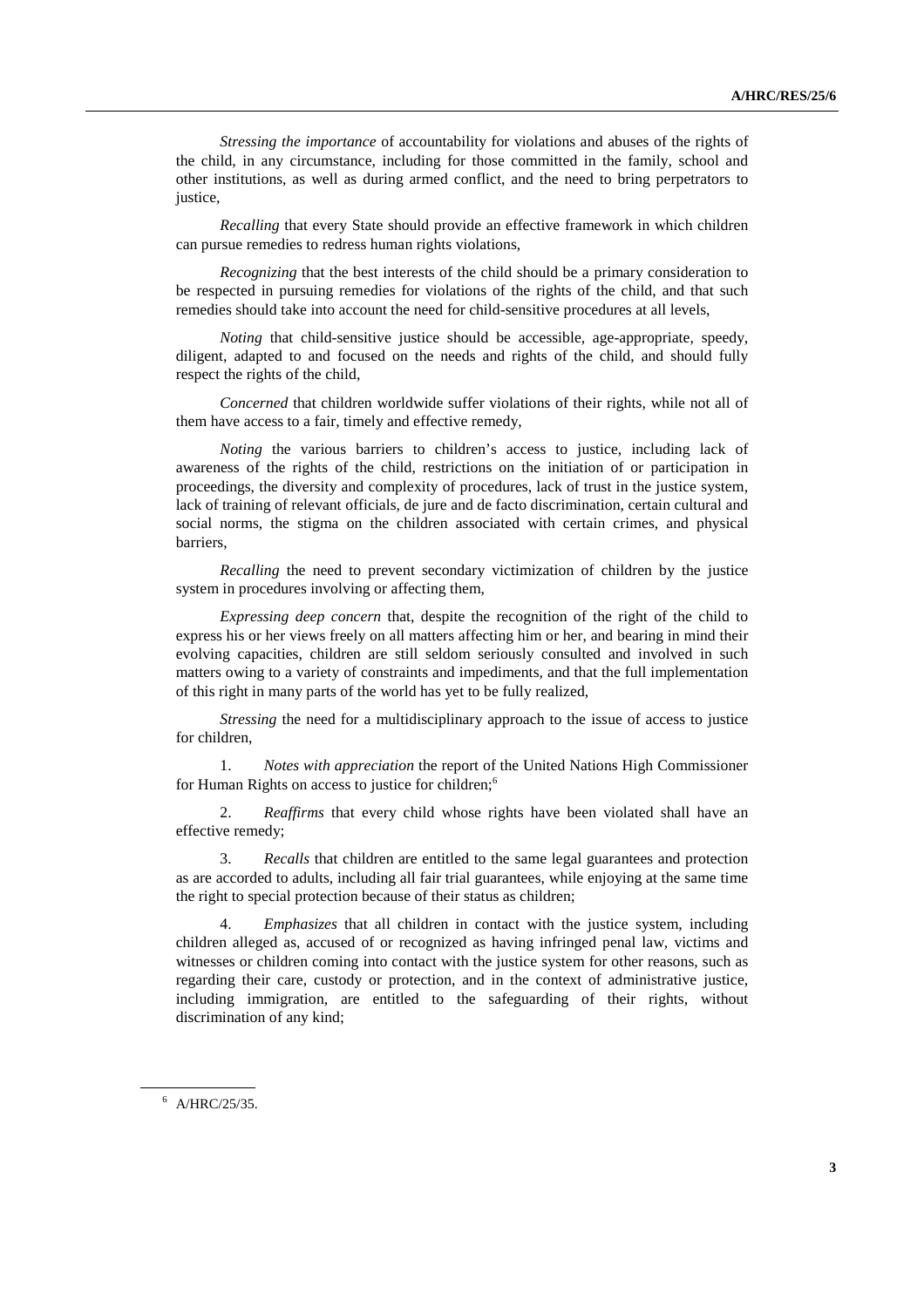*Stressing the importance* of accountability for violations and abuses of the rights of the child, in any circumstance, including for those committed in the family, school and other institutions, as well as during armed conflict, and the need to bring perpetrators to justice,

*Recalling* that every State should provide an effective framework in which children can pursue remedies to redress human rights violations,

*Recognizing* that the best interests of the child should be a primary consideration to be respected in pursuing remedies for violations of the rights of the child, and that such remedies should take into account the need for child-sensitive procedures at all levels,

*Noting* that child-sensitive justice should be accessible, age-appropriate, speedy, diligent, adapted to and focused on the needs and rights of the child, and should fully respect the rights of the child,

*Concerned* that children worldwide suffer violations of their rights, while not all of them have access to a fair, timely and effective remedy,

*Noting* the various barriers to children's access to justice, including lack of awareness of the rights of the child, restrictions on the initiation of or participation in proceedings, the diversity and complexity of procedures, lack of trust in the justice system, lack of training of relevant officials, de jure and de facto discrimination, certain cultural and social norms, the stigma on the children associated with certain crimes, and physical barriers,

*Recalling* the need to prevent secondary victimization of children by the justice system in procedures involving or affecting them,

*Expressing deep concern* that, despite the recognition of the right of the child to express his or her views freely on all matters affecting him or her, and bearing in mind their evolving capacities, children are still seldom seriously consulted and involved in such matters owing to a variety of constraints and impediments, and that the full implementation of this right in many parts of the world has yet to be fully realized,

*Stressing* the need for a multidisciplinary approach to the issue of access to justice for children,

1. *Notes with appreciation* the report of the United Nations High Commissioner for Human Rights on access to justice for children;[6]

2. *Reaffirms* that every child whose rights have been violated shall have an effective remedy;

3. *Recalls* that children are entitled to the same legal guarantees and protection as are accorded to adults, including all fair trial guarantees, while enjoying at the same time the right to special protection because of their status as children;

4. *Emphasizes* that all children in contact with the justice system, including children alleged as, accused of or recognized as having infringed penal law, victims and witnesses or children coming into contact with the justice system for other reasons, such as regarding their care, custody or protection, and in the context of administrative justice, including immigration, are entitled to the safeguarding of their rights, without discrimination of any kind;

[6] A/HRC/25/35.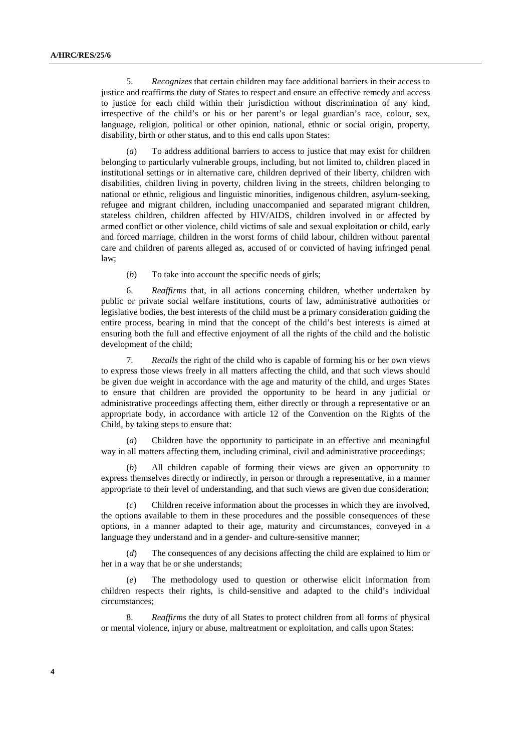5. *Recognizes* that certain children may face additional barriers in their access to justice and reaffirms the duty of States to respect and ensure an effective remedy and access to justice for each child within their jurisdiction without discrimination of any kind, irrespective of the child's or his or her parent's or legal guardian's race, colour, sex, language, religion, political or other opinion, national, ethnic or social origin, property, disability, birth or other status, and to this end calls upon States:

(*a*) To address additional barriers to access to justice that may exist for children belonging to particularly vulnerable groups, including, but not limited to, children placed in institutional settings or in alternative care, children deprived of their liberty, children with disabilities, children living in poverty, children living in the streets, children belonging to national or ethnic, religious and linguistic minorities, indigenous children, asylum-seeking, refugee and migrant children, including unaccompanied and separated migrant children, stateless children, children affected by HIV/AIDS, children involved in or affected by armed conflict or other violence, child victims of sale and sexual exploitation or child, early and forced marriage, children in the worst forms of child labour, children without parental care and children of parents alleged as, accused of or convicted of having infringed penal law;

(*b*) To take into account the specific needs of girls;

6. *Reaffirms* that, in all actions concerning children, whether undertaken by public or private social welfare institutions, courts of law, administrative authorities or legislative bodies, the best interests of the child must be a primary consideration guiding the entire process, bearing in mind that the concept of the child's best interests is aimed at ensuring both the full and effective enjoyment of all the rights of the child and the holistic development of the child;

7. *Recalls* the right of the child who is capable of forming his or her own views to express those views freely in all matters affecting the child, and that such views should be given due weight in accordance with the age and maturity of the child, and urges States to ensure that children are provided the opportunity to be heard in any judicial or administrative proceedings affecting them, either directly or through a representative or an appropriate body, in accordance with article 12 of the Convention on the Rights of the Child, by taking steps to ensure that:

(*a*) Children have the opportunity to participate in an effective and meaningful way in all matters affecting them, including criminal, civil and administrative proceedings;

(*b*) All children capable of forming their views are given an opportunity to express themselves directly or indirectly, in person or through a representative, in a manner appropriate to their level of understanding, and that such views are given due consideration;

(*c*) Children receive information about the processes in which they are involved, the options available to them in these procedures and the possible consequences of these options, in a manner adapted to their age, maturity and circumstances, conveyed in a language they understand and in a gender- and culture-sensitive manner;

(*d*) The consequences of any decisions affecting the child are explained to him or her in a way that he or she understands;

(*e*) The methodology used to question or otherwise elicit information from children respects their rights, is child-sensitive and adapted to the child's individual circumstances;

8. *Reaffirms* the duty of all States to protect children from all forms of physical or mental violence, injury or abuse, maltreatment or exploitation, and calls upon States: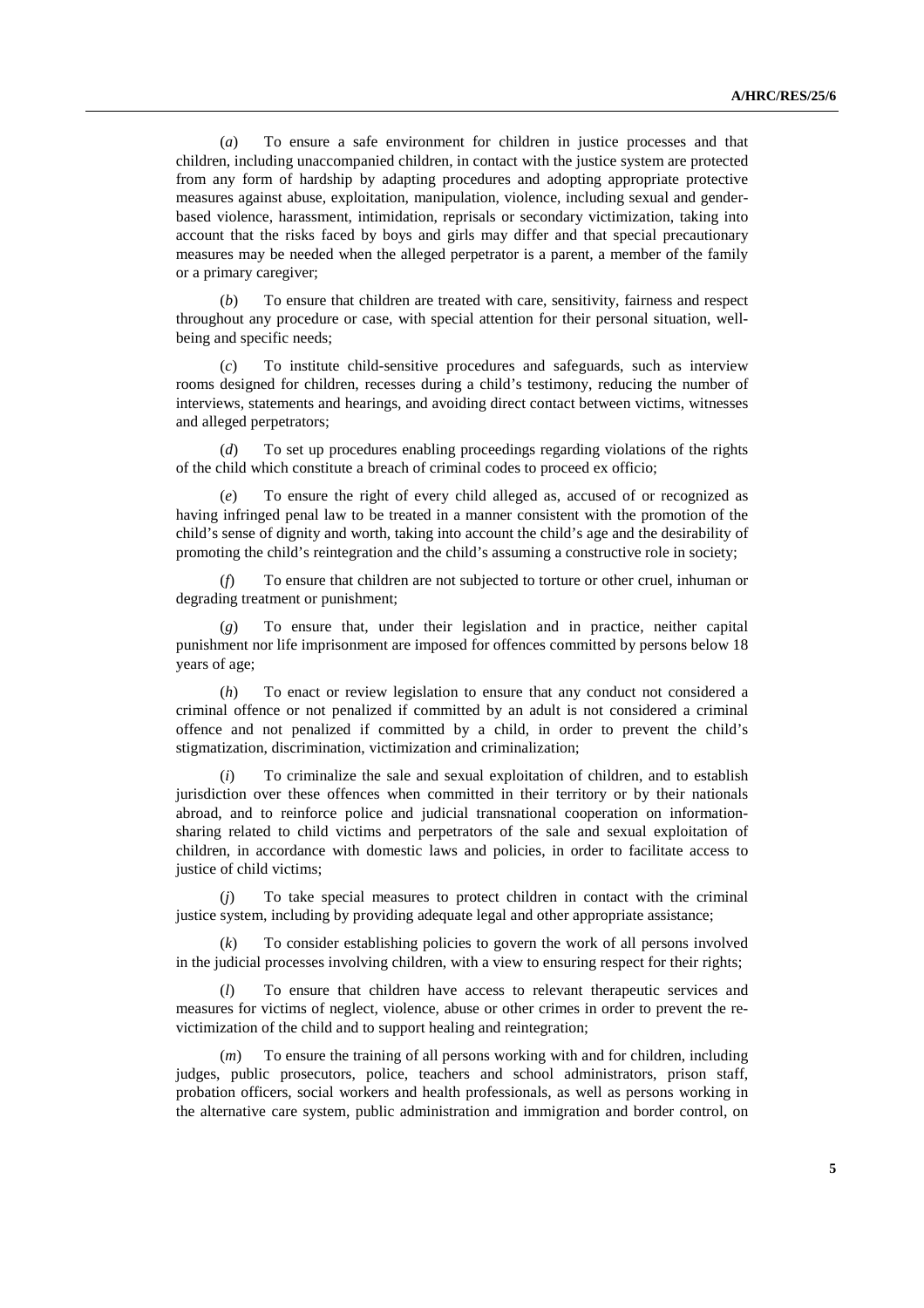(*a*) To ensure a safe environment for children in justice processes and that children, including unaccompanied children, in contact with the justice system are protected from any form of hardship by adapting procedures and adopting appropriate protective measures against abuse, exploitation, manipulation, violence, including sexual and gender-based violence, harassment, intimidation, reprisals or secondary victimization, taking into account that the risks faced by boys and girls may differ and that special precautionary measures may be needed when the alleged perpetrator is a parent, a member of the family or a primary caregiver;

(*b*) To ensure that children are treated with care, sensitivity, fairness and respect throughout any procedure or case, with special attention for their personal situation, well-being and specific needs;

(*c*) To institute child-sensitive procedures and safeguards, such as interview rooms designed for children, recesses during a child's testimony, reducing the number of interviews, statements and hearings, and avoiding direct contact between victims, witnesses and alleged perpetrators;

(*d*) To set up procedures enabling proceedings regarding violations of the rights of the child which constitute a breach of criminal codes to proceed ex officio;

(*e*) To ensure the right of every child alleged as, accused of or recognized as having infringed penal law to be treated in a manner consistent with the promotion of the child's sense of dignity and worth, taking into account the child's age and the desirability of promoting the child's reintegration and the child's assuming a constructive role in society;

(*f*) To ensure that children are not subjected to torture or other cruel, inhuman or degrading treatment or punishment;

(*g*) To ensure that, under their legislation and in practice, neither capital punishment nor life imprisonment are imposed for offences committed by persons below 18 years of age;

(*h*) To enact or review legislation to ensure that any conduct not considered a criminal offence or not penalized if committed by an adult is not considered a criminal offence and not penalized if committed by a child, in order to prevent the child's stigmatization, discrimination, victimization and criminalization;

(*i*) To criminalize the sale and sexual exploitation of children, and to establish jurisdiction over these offences when committed in their territory or by their nationals abroad, and to reinforce police and judicial transnational cooperation on information-sharing related to child victims and perpetrators of the sale and sexual exploitation of children, in accordance with domestic laws and policies, in order to facilitate access to justice of child victims;

(*j*) To take special measures to protect children in contact with the criminal justice system, including by providing adequate legal and other appropriate assistance;

(*k*) To consider establishing policies to govern the work of all persons involved in the judicial processes involving children, with a view to ensuring respect for their rights;

(*l*) To ensure that children have access to relevant therapeutic services and measures for victims of neglect, violence, abuse or other crimes in order to prevent the re-victimization of the child and to support healing and reintegration;

(*m*) To ensure the training of all persons working with and for children, including judges, public prosecutors, police, teachers and school administrators, prison staff, probation officers, social workers and health professionals, as well as persons working in the alternative care system, public administration and immigration and border control, on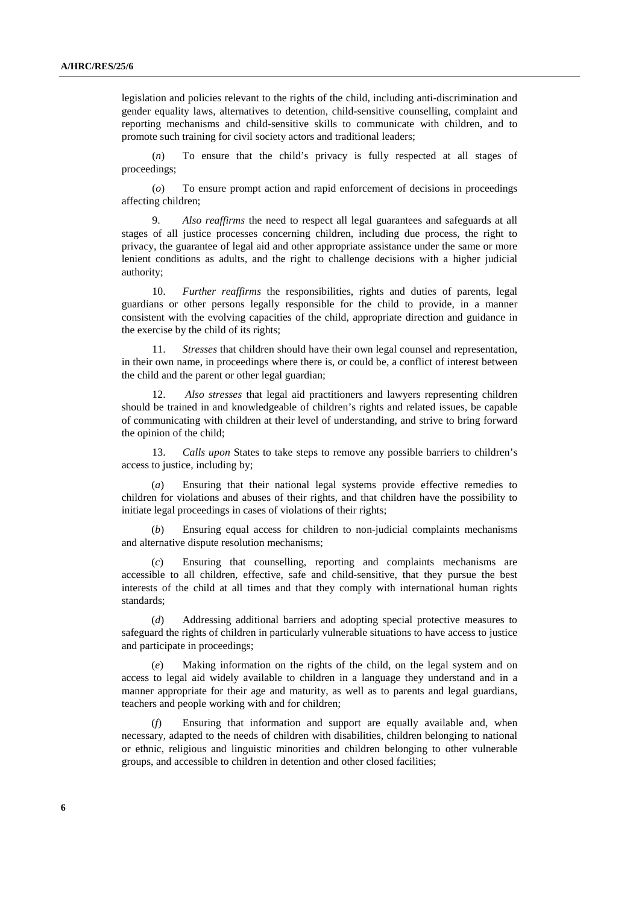legislation and policies relevant to the rights of the child, including anti-discrimination and gender equality laws, alternatives to detention, child-sensitive counselling, complaint and reporting mechanisms and child-sensitive skills to communicate with children, and to promote such training for civil society actors and traditional leaders;

(*n*) To ensure that the child's privacy is fully respected at all stages of proceedings;

(*o*) To ensure prompt action and rapid enforcement of decisions in proceedings affecting children;

9. *Also reaffirms* the need to respect all legal guarantees and safeguards at all stages of all justice processes concerning children, including due process, the right to privacy, the guarantee of legal aid and other appropriate assistance under the same or more lenient conditions as adults, and the right to challenge decisions with a higher judicial authority;

10. *Further reaffirms* the responsibilities, rights and duties of parents, legal guardians or other persons legally responsible for the child to provide, in a manner consistent with the evolving capacities of the child, appropriate direction and guidance in the exercise by the child of its rights;

11. *Stresses* that children should have their own legal counsel and representation, in their own name, in proceedings where there is, or could be, a conflict of interest between the child and the parent or other legal guardian;

12. *Also stresses* that legal aid practitioners and lawyers representing children should be trained in and knowledgeable of children's rights and related issues, be capable of communicating with children at their level of understanding, and strive to bring forward the opinion of the child;

13. *Calls upon* States to take steps to remove any possible barriers to children's access to justice, including by;

(*a*) Ensuring that their national legal systems provide effective remedies to children for violations and abuses of their rights, and that children have the possibility to initiate legal proceedings in cases of violations of their rights;

(*b*) Ensuring equal access for children to non-judicial complaints mechanisms and alternative dispute resolution mechanisms;

(*c*) Ensuring that counselling, reporting and complaints mechanisms are accessible to all children, effective, safe and child-sensitive, that they pursue the best interests of the child at all times and that they comply with international human rights standards;

(*d*) Addressing additional barriers and adopting special protective measures to safeguard the rights of children in particularly vulnerable situations to have access to justice and participate in proceedings;

(*e*) Making information on the rights of the child, on the legal system and on access to legal aid widely available to children in a language they understand and in a manner appropriate for their age and maturity, as well as to parents and legal guardians, teachers and people working with and for children;

(*f*) Ensuring that information and support are equally available and, when necessary, adapted to the needs of children with disabilities, children belonging to national or ethnic, religious and linguistic minorities and children belonging to other vulnerable groups, and accessible to children in detention and other closed facilities;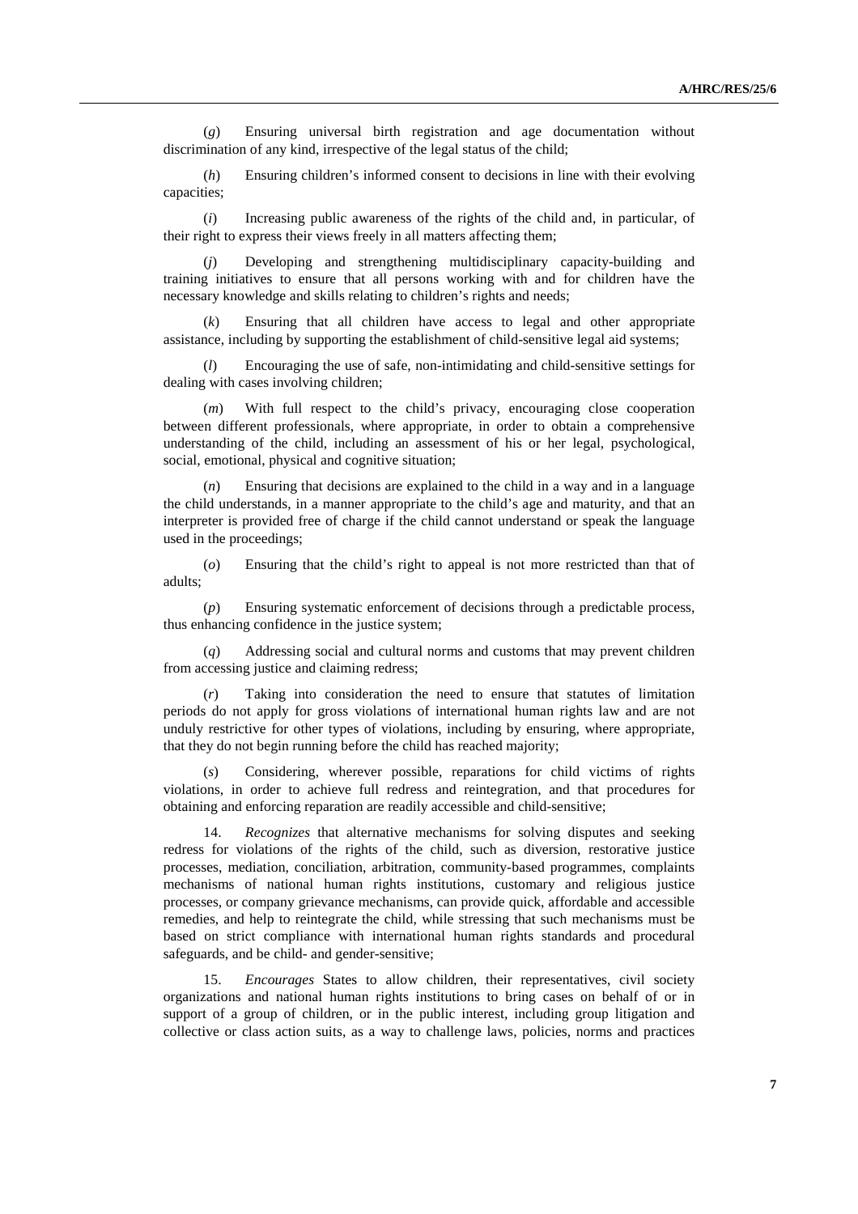(*g*) Ensuring universal birth registration and age documentation without discrimination of any kind, irrespective of the legal status of the child;

(*h*) Ensuring children's informed consent to decisions in line with their evolving capacities;

(*i*) Increasing public awareness of the rights of the child and, in particular, of their right to express their views freely in all matters affecting them;

(*j*) Developing and strengthening multidisciplinary capacity-building and training initiatives to ensure that all persons working with and for children have the necessary knowledge and skills relating to children's rights and needs;

(*k*) Ensuring that all children have access to legal and other appropriate assistance, including by supporting the establishment of child-sensitive legal aid systems;

(*l*) Encouraging the use of safe, non-intimidating and child-sensitive settings for dealing with cases involving children;

(*m*) With full respect to the child's privacy, encouraging close cooperation between different professionals, where appropriate, in order to obtain a comprehensive understanding of the child, including an assessment of his or her legal, psychological, social, emotional, physical and cognitive situation;

(*n*) Ensuring that decisions are explained to the child in a way and in a language the child understands, in a manner appropriate to the child's age and maturity, and that an interpreter is provided free of charge if the child cannot understand or speak the language used in the proceedings;

(*o*) Ensuring that the child's right to appeal is not more restricted than that of adults;

(*p*) Ensuring systematic enforcement of decisions through a predictable process, thus enhancing confidence in the justice system;

(*q*) Addressing social and cultural norms and customs that may prevent children from accessing justice and claiming redress;

(*r*) Taking into consideration the need to ensure that statutes of limitation periods do not apply for gross violations of international human rights law and are not unduly restrictive for other types of violations, including by ensuring, where appropriate, that they do not begin running before the child has reached majority;

(*s*) Considering, wherever possible, reparations for child victims of rights violations, in order to achieve full redress and reintegration, and that procedures for obtaining and enforcing reparation are readily accessible and child-sensitive;

14. *Recognizes* that alternative mechanisms for solving disputes and seeking redress for violations of the rights of the child, such as diversion, restorative justice processes, mediation, conciliation, arbitration, community-based programmes, complaints mechanisms of national human rights institutions, customary and religious justice processes, or company grievance mechanisms, can provide quick, affordable and accessible remedies, and help to reintegrate the child, while stressing that such mechanisms must be based on strict compliance with international human rights standards and procedural safeguards, and be child- and gender-sensitive;

15. *Encourages* States to allow children, their representatives, civil society organizations and national human rights institutions to bring cases on behalf of or in support of a group of children, or in the public interest, including group litigation and collective or class action suits, as a way to challenge laws, policies, norms and practices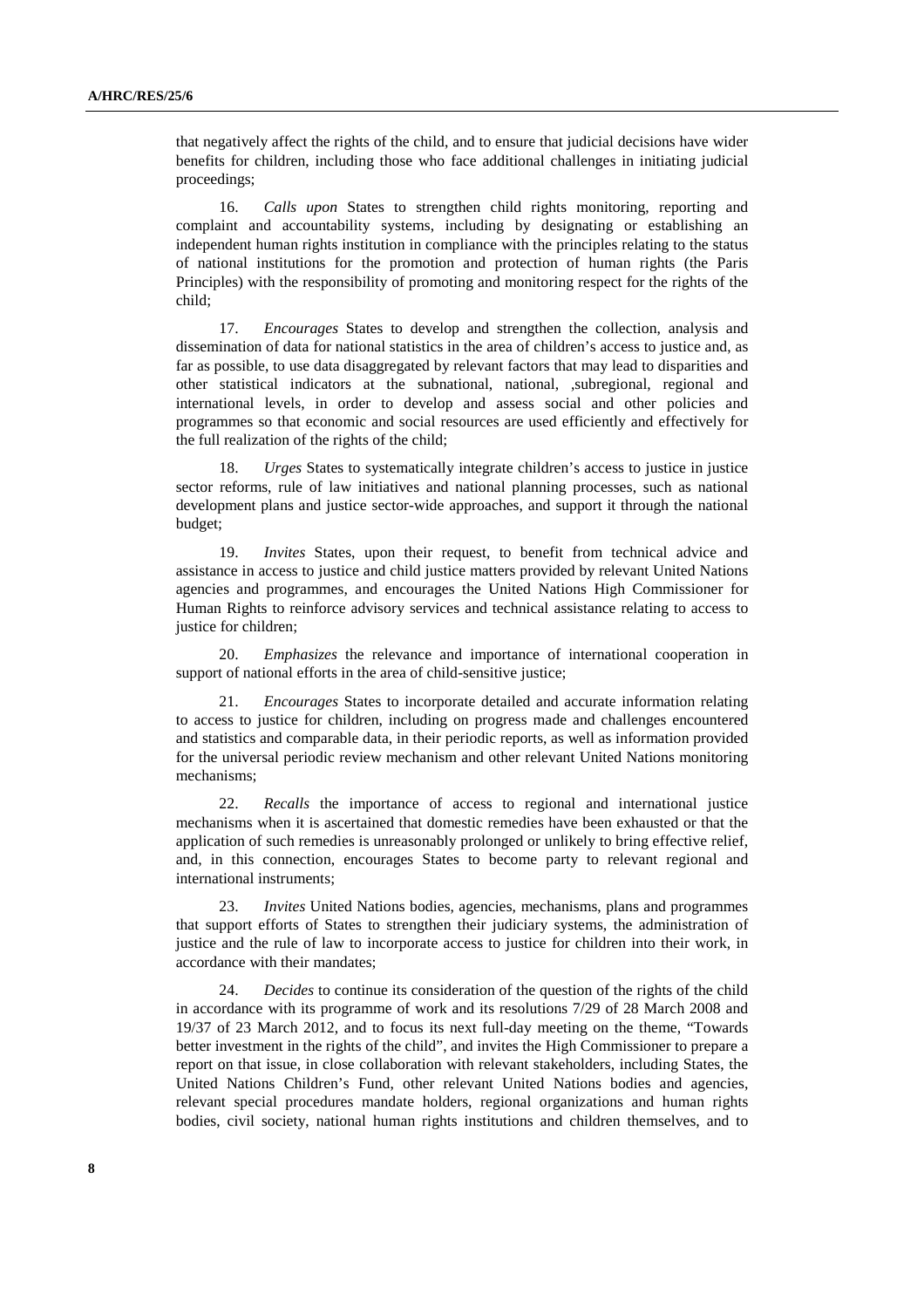that negatively affect the rights of the child, and to ensure that judicial decisions have wider benefits for children, including those who face additional challenges in initiating judicial proceedings;

16. *Calls upon* States to strengthen child rights monitoring, reporting and complaint and accountability systems, including by designating or establishing an independent human rights institution in compliance with the principles relating to the status of national institutions for the promotion and protection of human rights (the Paris Principles) with the responsibility of promoting and monitoring respect for the rights of the child;

17. *Encourages* States to develop and strengthen the collection, analysis and dissemination of data for national statistics in the area of children's access to justice and, as far as possible, to use data disaggregated by relevant factors that may lead to disparities and other statistical indicators at the subnational, national, ,subregional, regional and international levels, in order to develop and assess social and other policies and programmes so that economic and social resources are used efficiently and effectively for the full realization of the rights of the child;

18. *Urges* States to systematically integrate children's access to justice in justice sector reforms, rule of law initiatives and national planning processes, such as national development plans and justice sector-wide approaches, and support it through the national budget;

19. *Invites* States, upon their request, to benefit from technical advice and assistance in access to justice and child justice matters provided by relevant United Nations agencies and programmes, and encourages the United Nations High Commissioner for Human Rights to reinforce advisory services and technical assistance relating to access to justice for children;

20. *Emphasizes* the relevance and importance of international cooperation in support of national efforts in the area of child-sensitive justice;

21. *Encourages* States to incorporate detailed and accurate information relating to access to justice for children, including on progress made and challenges encountered and statistics and comparable data, in their periodic reports, as well as information provided for the universal periodic review mechanism and other relevant United Nations monitoring mechanisms;

22. *Recalls* the importance of access to regional and international justice mechanisms when it is ascertained that domestic remedies have been exhausted or that the application of such remedies is unreasonably prolonged or unlikely to bring effective relief, and, in this connection, encourages States to become party to relevant regional and international instruments;

23. *Invites* United Nations bodies, agencies, mechanisms, plans and programmes that support efforts of States to strengthen their judiciary systems, the administration of justice and the rule of law to incorporate access to justice for children into their work, in accordance with their mandates;

24. *Decides* to continue its consideration of the question of the rights of the child in accordance with its programme of work and its resolutions 7/29 of 28 March 2008 and 19/37 of 23 March 2012, and to focus its next full-day meeting on the theme, "Towards better investment in the rights of the child", and invites the High Commissioner to prepare a report on that issue, in close collaboration with relevant stakeholders, including States, the United Nations Children's Fund, other relevant United Nations bodies and agencies, relevant special procedures mandate holders, regional organizations and human rights bodies, civil society, national human rights institutions and children themselves, and to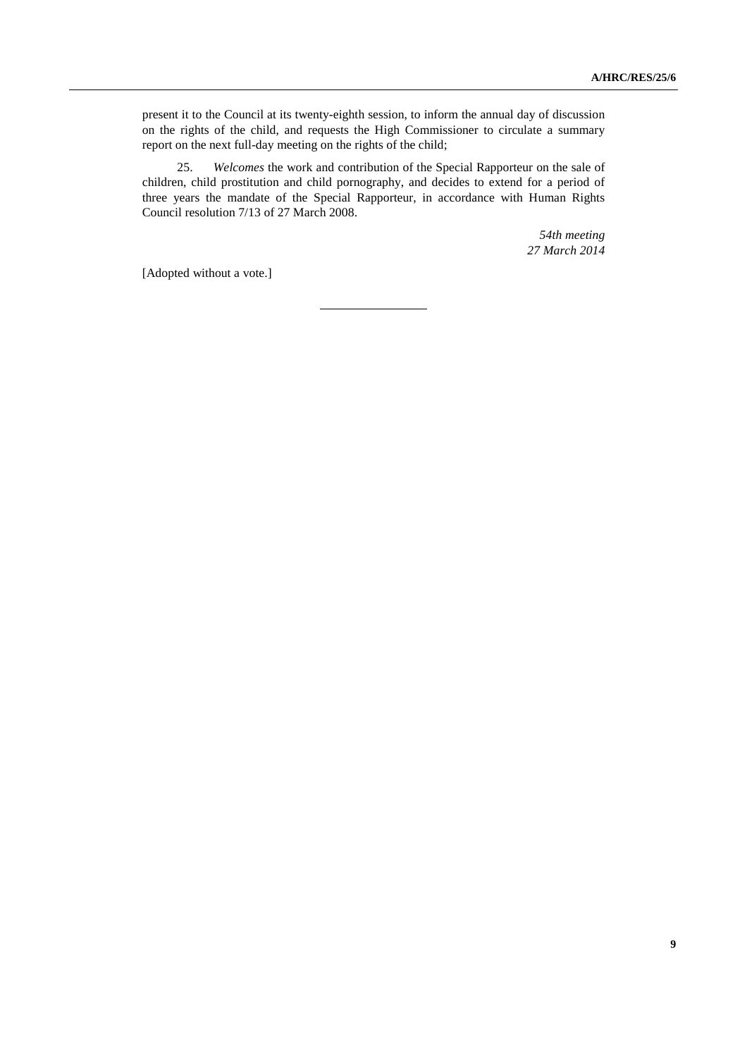present it to the Council at its twenty-eighth session, to inform the annual day of discussion on the rights of the child, and requests the High Commissioner to circulate a summary report on the next full-day meeting on the rights of the child;

25. *Welcomes* the work and contribution of the Special Rapporteur on the sale of children, child prostitution and child pornography, and decides to extend for a period of three years the mandate of the Special Rapporteur, in accordance with Human Rights Council resolution 7/13 of 27 March 2008.

*54th meeting*
*27 March 2014*

[Adopted without a vote.]